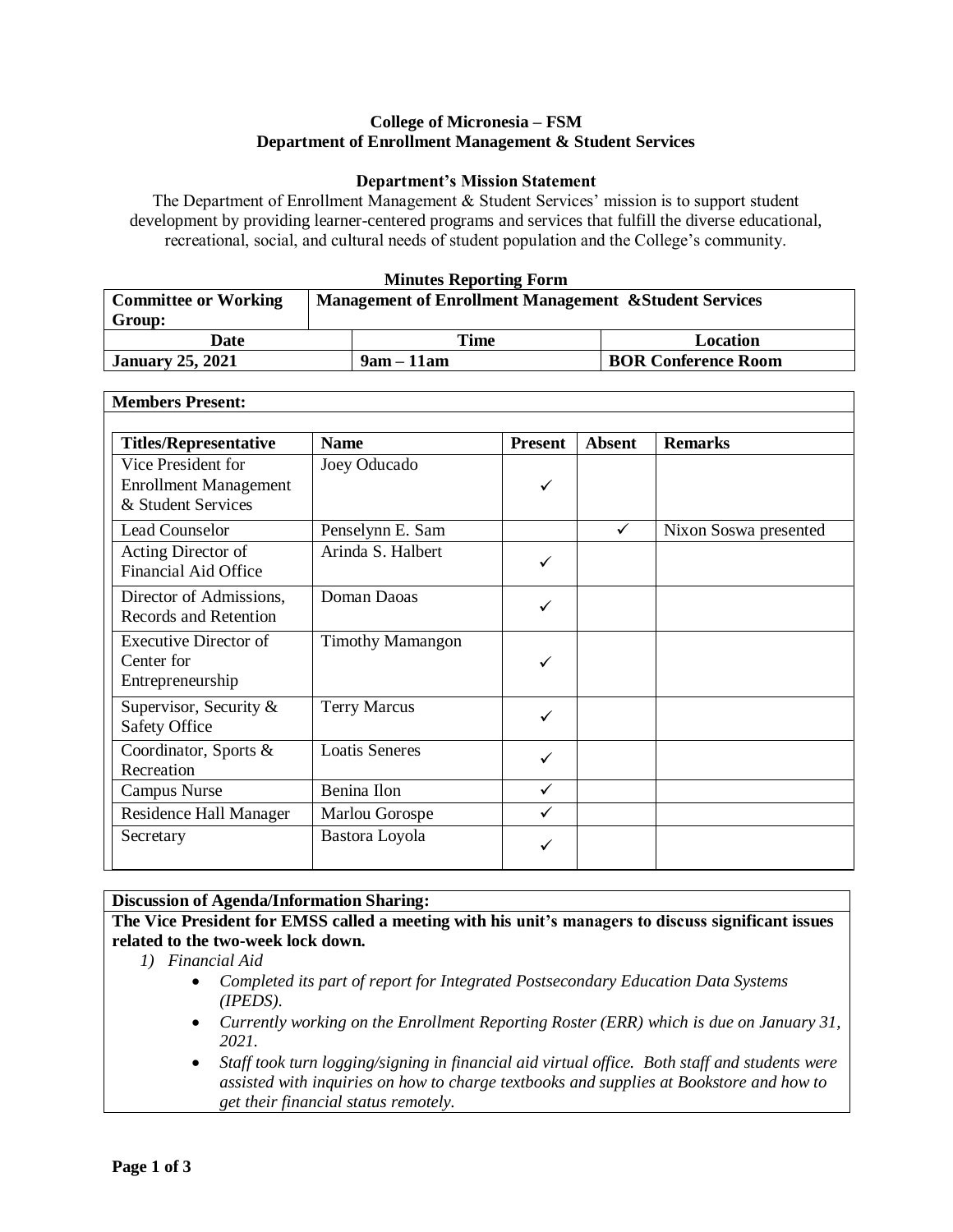**College of Micronesia – FSM**
**Department of Enrollment Management & Student Services**

**Department's Mission Statement**

The Department of Enrollment Management & Student Services' mission is to support student development by providing learner-centered programs and services that fulfill the diverse educational, recreational, social, and cultural needs of student population and the College's community.

**Minutes Reporting Form**

| **Committee or Working Group:** | **Management of Enrollment Management &Student Services** | |
|---|---|---|
| **Date** | **Time** | **Location** |
| **January 25, 2021** | **9am – 11am** | **BOR Conference Room** |

**Members Present:**

| Titles/Representative | Name | Present | Absent | Remarks |
|---|---|---|---|---|
| Vice President for Enrollment Management & Student Services | Joey Oducado | ✓ | | |
| Lead Counselor | Penselynn E. Sam | | ✓ | Nixon Soswa presented |
| Acting Director of Financial Aid Office | Arinda S. Halbert | ✓ | | |
| Director of Admissions, Records and Retention | Doman Daoas | ✓ | | |
| Executive Director of Center for Entrepreneurship | Timothy Mamangon | ✓ | | |
| Supervisor, Security & Safety Office | Terry Marcus | ✓ | | |
| Coordinator, Sports & Recreation | Loatis Seneres | ✓ | | |
| Campus Nurse | Benina Ilon | ✓ | | |
| Residence Hall Manager | Marlou Gorospe | ✓ | | |
| Secretary | Bastora Loyola | ✓ | | |

**Discussion of Agenda/Information Sharing:**

**The Vice President for EMSS called a meeting with his unit's managers to discuss significant issues related to the two-week lock down.**

1) *Financial Aid*
   - *Completed its part of report for Integrated Postsecondary Education Data Systems (IPEDS).*
   - *Currently working on the Enrollment Reporting Roster (ERR) which is due on January 31, 2021.*
   - *Staff took turn logging/signing in financial aid virtual office. Both staff and students were assisted with inquiries on how to charge textbooks and supplies at Bookstore and how to get their financial status remotely.*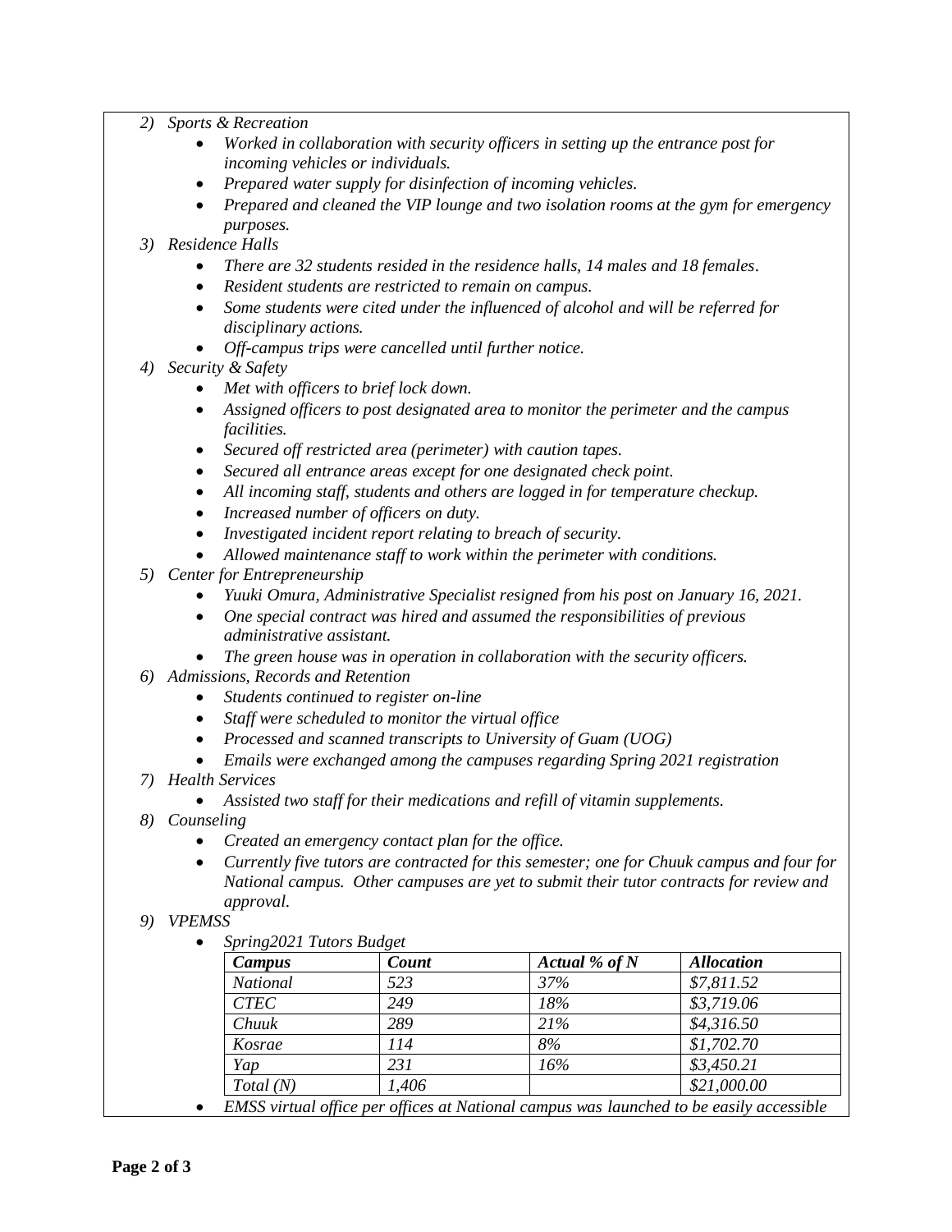2) *Sports & Recreation*
   - *Worked in collaboration with security officers in setting up the entrance post for incoming vehicles or individuals.*
   - *Prepared water supply for disinfection of incoming vehicles.*
   - *Prepared and cleaned the VIP lounge and two isolation rooms at the gym for emergency purposes.*
3) *Residence Halls*
   - *There are 32 students resided in the residence halls, 14 males and 18 females.*
   - *Resident students are restricted to remain on campus.*
   - *Some students were cited under the influenced of alcohol and will be referred for disciplinary actions.*
   - *Off-campus trips were cancelled until further notice.*
4) *Security & Safety*
   - *Met with officers to brief lock down.*
   - *Assigned officers to post designated area to monitor the perimeter and the campus facilities.*
   - *Secured off restricted area (perimeter) with caution tapes.*
   - *Secured all entrance areas except for one designated check point.*
   - *All incoming staff, students and others are logged in for temperature checkup.*
   - *Increased number of officers on duty.*
   - *Investigated incident report relating to breach of security.*
   - *Allowed maintenance staff to work within the perimeter with conditions.*
5) *Center for Entrepreneurship*
   - *Yuuki Omura, Administrative Specialist resigned from his post on January 16, 2021.*
   - *One special contract was hired and assumed the responsibilities of previous administrative assistant.*
   - *The green house was in operation in collaboration with the security officers.*
6) *Admissions, Records and Retention*
   - *Students continued to register on-line*
   - *Staff were scheduled to monitor the virtual office*
   - *Processed and scanned transcripts to University of Guam (UOG)*
   - *Emails were exchanged among the campuses regarding Spring 2021 registration*
7) *Health Services*
   - *Assisted two staff for their medications and refill of vitamin supplements.*
8) *Counseling*
   - *Created an emergency contact plan for the office.*
   - *Currently five tutors are contracted for this semester; one for Chuuk campus and four for National campus. Other campuses are yet to submit their tutor contracts for review and approval.*
9) *VPEMSS*
   - *Spring2021 Tutors Budget*

| ***Campus*** | ***Count*** | ***Actual % of N*** | ***Allocation*** |
|---|---|---|---|
| *National* | *523* | *37%* | *$7,811.52* |
| *CTEC* | *249* | *18%* | *$3,719.06* |
| *Chuuk* | *289* | *21%* | *$4,316.50* |
| *Kosrae* | *114* | *8%* | *$1,702.70* |
| *Yap* | *231* | *16%* | *$3,450.21* |
| *Total (N)* | *1,406* | | *$21,000.00* |

   - *EMSS virtual office per offices at National campus was launched to be easily accessible*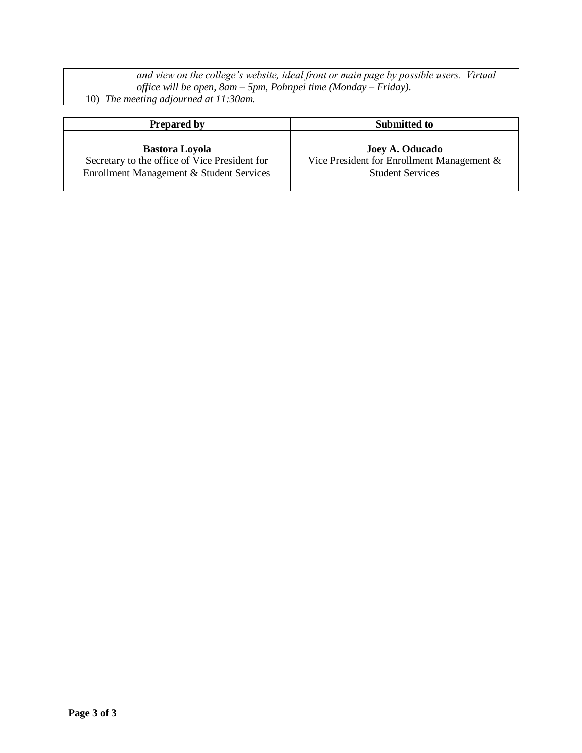*and view on the college's website, ideal front or main page by possible users. Virtual office will be open, 8am – 5pm, Pohnpei time (Monday – Friday).*

10) *The meeting adjourned at 11:30am.*

| Prepared by | Submitted to |
|---|---|
| **Bastora Loyola**<br>Secretary to the office of Vice President for Enrollment Management & Student Services | **Joey A. Oducado**<br>Vice President for Enrollment Management & Student Services |